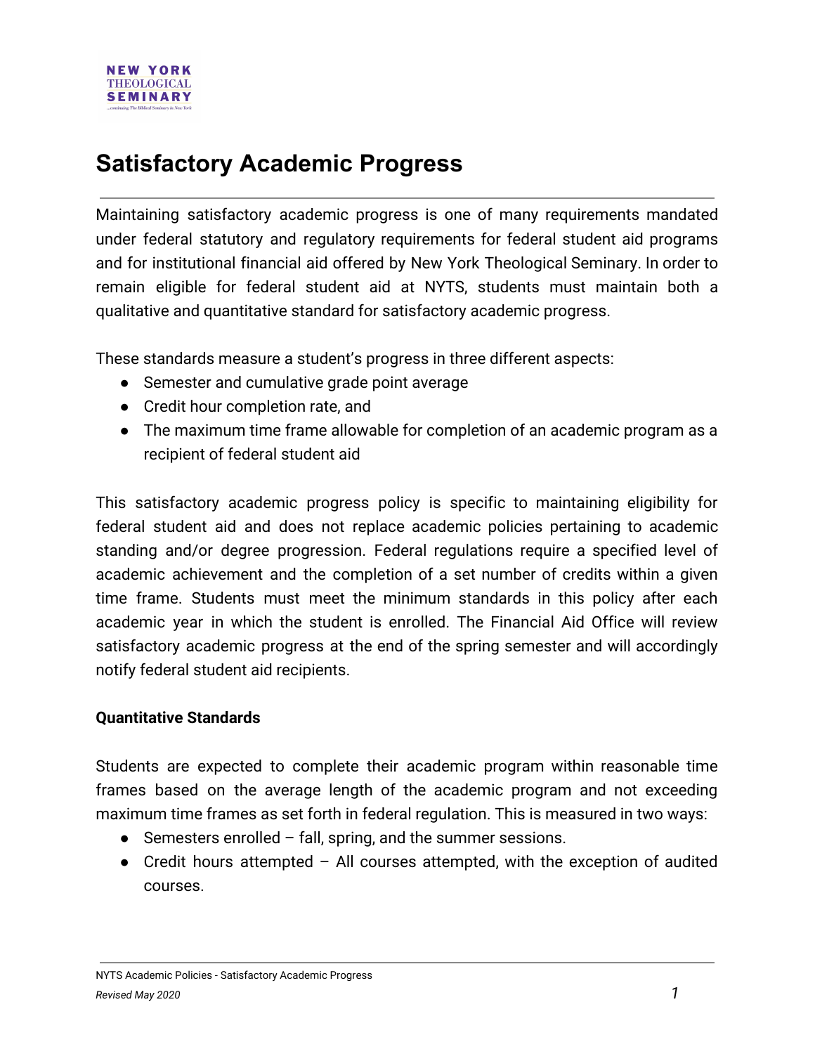NEW YORK
THEOLOGICAL
SEMINARY

# Satisfactory Academic Progress

Maintaining satisfactory academic progress is one of many requirements mandated under federal statutory and regulatory requirements for federal student aid programs and for institutional financial aid offered by New York Theological Seminary. In order to remain eligible for federal student aid at NYTS, students must maintain both a qualitative and quantitative standard for satisfactory academic progress.

These standards measure a student's progress in three different aspects:

- Semester and cumulative grade point average
- Credit hour completion rate, and
- The maximum time frame allowable for completion of an academic program as a recipient of federal student aid

This satisfactory academic progress policy is specific to maintaining eligibility for federal student aid and does not replace academic policies pertaining to academic standing and/or degree progression. Federal regulations require a specified level of academic achievement and the completion of a set number of credits within a given time frame. Students must meet the minimum standards in this policy after each academic year in which the student is enrolled. The Financial Aid Office will review satisfactory academic progress at the end of the spring semester and will accordingly notify federal student aid recipients.

**Quantitative Standards**

Students are expected to complete their academic program within reasonable time frames based on the average length of the academic program and not exceeding maximum time frames as set forth in federal regulation. This is measured in two ways:

- Semesters enrolled – fall, spring, and the summer sessions.
- Credit hours attempted – All courses attempted, with the exception of audited courses.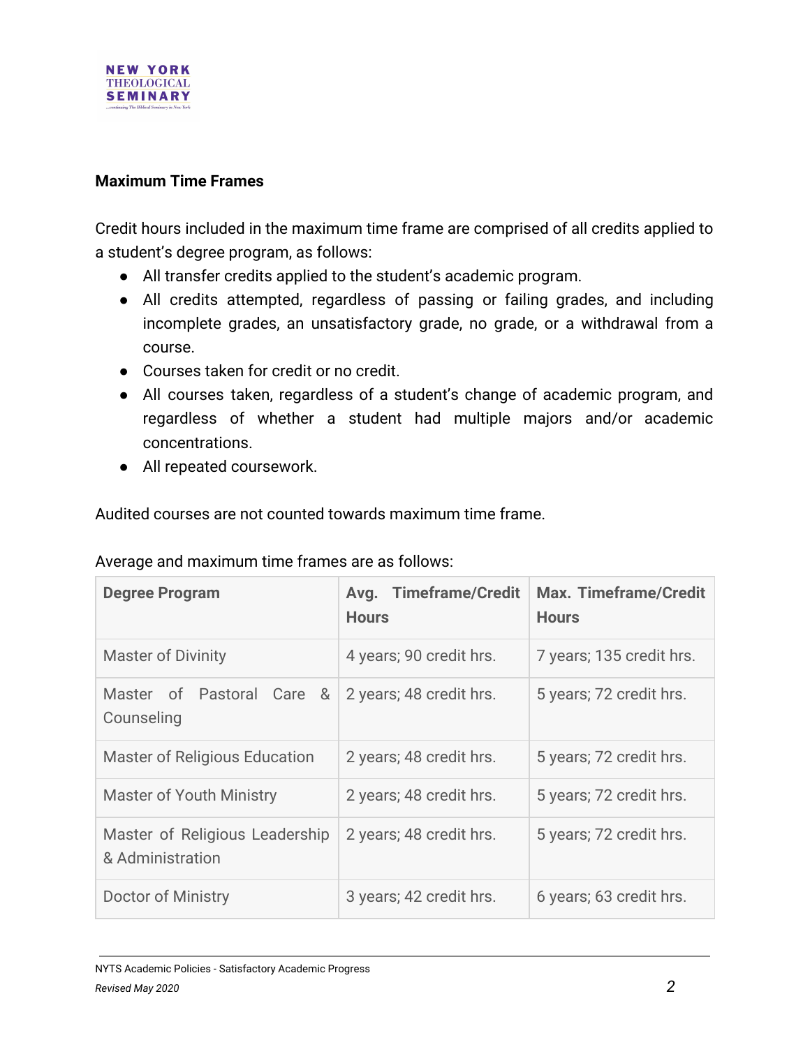**Maximum Time Frames**

Credit hours included in the maximum time frame are comprised of all credits applied to a student's degree program, as follows:

- All transfer credits applied to the student's academic program.
- All credits attempted, regardless of passing or failing grades, and including incomplete grades, an unsatisfactory grade, no grade, or a withdrawal from a course.
- Courses taken for credit or no credit.
- All courses taken, regardless of a student's change of academic program, and regardless of whether a student had multiple majors and/or academic concentrations.
- All repeated coursework.

Audited courses are not counted towards maximum time frame.

Average and maximum time frames are as follows:

| Degree Program | Avg. Timeframe/Credit Hours | Max. Timeframe/Credit Hours |
|---|---|---|
| Master of Divinity | 4 years; 90 credit hrs. | 7 years; 135 credit hrs. |
| Master of Pastoral Care & Counseling | 2 years; 48 credit hrs. | 5 years; 72 credit hrs. |
| Master of Religious Education | 2 years; 48 credit hrs. | 5 years; 72 credit hrs. |
| Master of Youth Ministry | 2 years; 48 credit hrs. | 5 years; 72 credit hrs. |
| Master of Religious Leadership & Administration | 2 years; 48 credit hrs. | 5 years; 72 credit hrs. |
| Doctor of Ministry | 3 years; 42 credit hrs. | 6 years; 63 credit hrs. |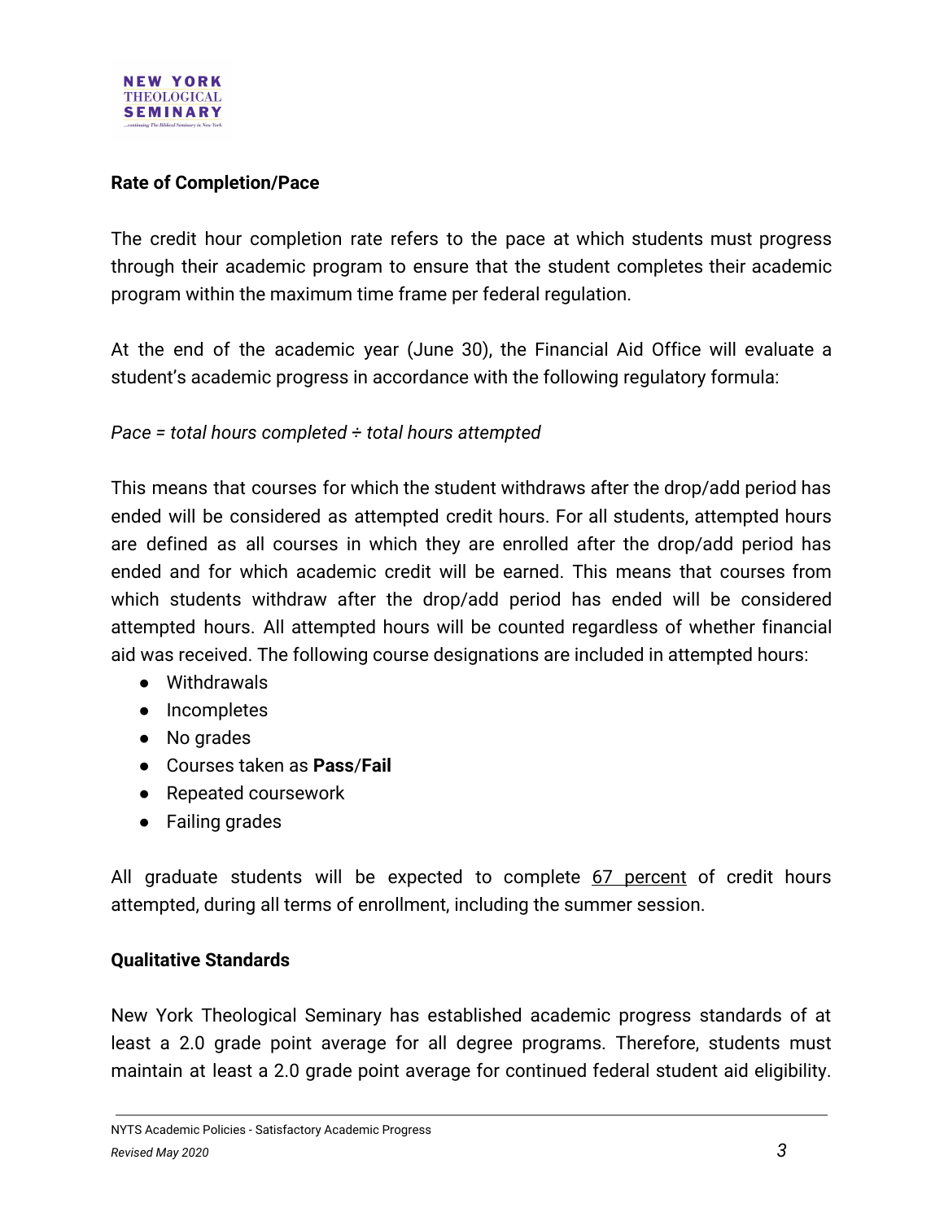**Rate of Completion/Pace**

The credit hour completion rate refers to the pace at which students must progress through their academic program to ensure that the student completes their academic program within the maximum time frame per federal regulation.

At the end of the academic year (June 30), the Financial Aid Office will evaluate a student's academic progress in accordance with the following regulatory formula:

*Pace = total hours completed ÷ total hours attempted*

This means that courses for which the student withdraws after the drop/add period has ended will be considered as attempted credit hours. For all students, attempted hours are defined as all courses in which they are enrolled after the drop/add period has ended and for which academic credit will be earned. This means that courses from which students withdraw after the drop/add period has ended will be considered attempted hours. All attempted hours will be counted regardless of whether financial aid was received. The following course designations are included in attempted hours:

- Withdrawals
- Incompletes
- No grades
- Courses taken as **Pass**/**Fail**
- Repeated coursework
- Failing grades

All graduate students will be expected to complete 67 percent of credit hours attempted, during all terms of enrollment, including the summer session.

**Qualitative Standards**

New York Theological Seminary has established academic progress standards of at least a 2.0 grade point average for all degree programs. Therefore, students must maintain at least a 2.0 grade point average for continued federal student aid eligibility.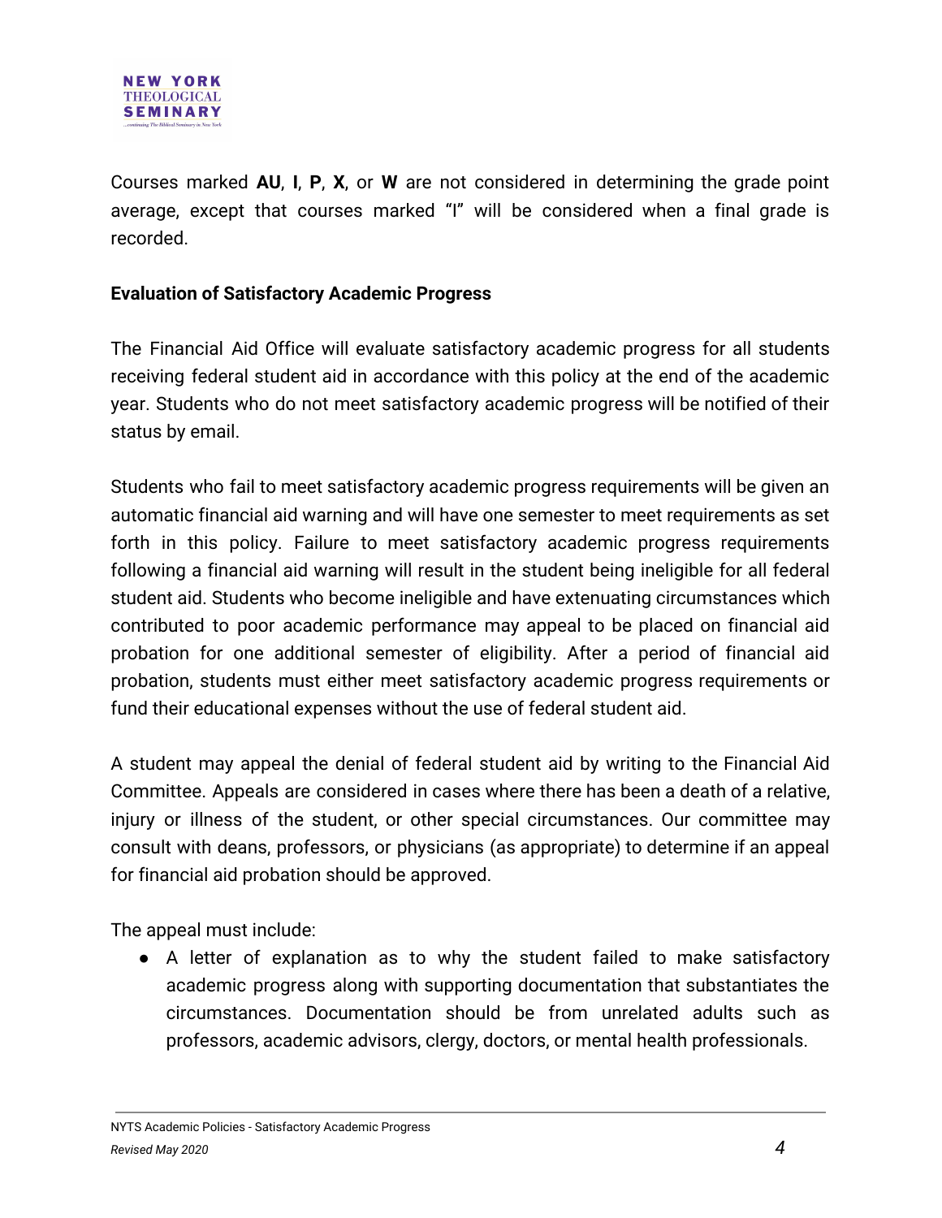Courses marked **AU**, **I**, **P**, **X**, or **W** are not considered in determining the grade point average, except that courses marked "I" will be considered when a final grade is recorded.

**Evaluation of Satisfactory Academic Progress**

The Financial Aid Office will evaluate satisfactory academic progress for all students receiving federal student aid in accordance with this policy at the end of the academic year. Students who do not meet satisfactory academic progress will be notified of their status by email.

Students who fail to meet satisfactory academic progress requirements will be given an automatic financial aid warning and will have one semester to meet requirements as set forth in this policy. Failure to meet satisfactory academic progress requirements following a financial aid warning will result in the student being ineligible for all federal student aid. Students who become ineligible and have extenuating circumstances which contributed to poor academic performance may appeal to be placed on financial aid probation for one additional semester of eligibility. After a period of financial aid probation, students must either meet satisfactory academic progress requirements or fund their educational expenses without the use of federal student aid.

A student may appeal the denial of federal student aid by writing to the Financial Aid Committee. Appeals are considered in cases where there has been a death of a relative, injury or illness of the student, or other special circumstances. Our committee may consult with deans, professors, or physicians (as appropriate) to determine if an appeal for financial aid probation should be approved.

The appeal must include:

- A letter of explanation as to why the student failed to make satisfactory academic progress along with supporting documentation that substantiates the circumstances. Documentation should be from unrelated adults such as professors, academic advisors, clergy, doctors, or mental health professionals.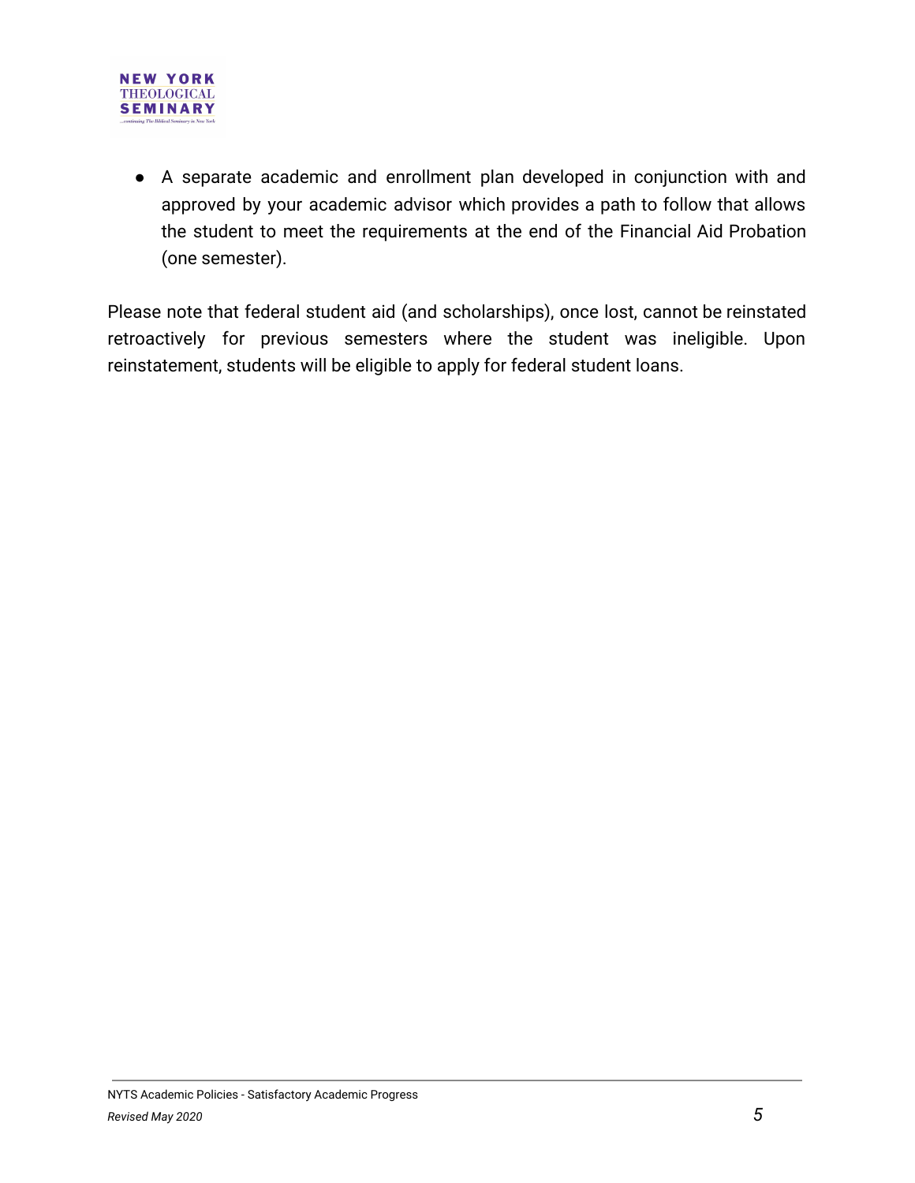- A separate academic and enrollment plan developed in conjunction with and approved by your academic advisor which provides a path to follow that allows the student to meet the requirements at the end of the Financial Aid Probation (one semester).

Please note that federal student aid (and scholarships), once lost, cannot be reinstated retroactively for previous semesters where the student was ineligible. Upon reinstatement, students will be eligible to apply for federal student loans.